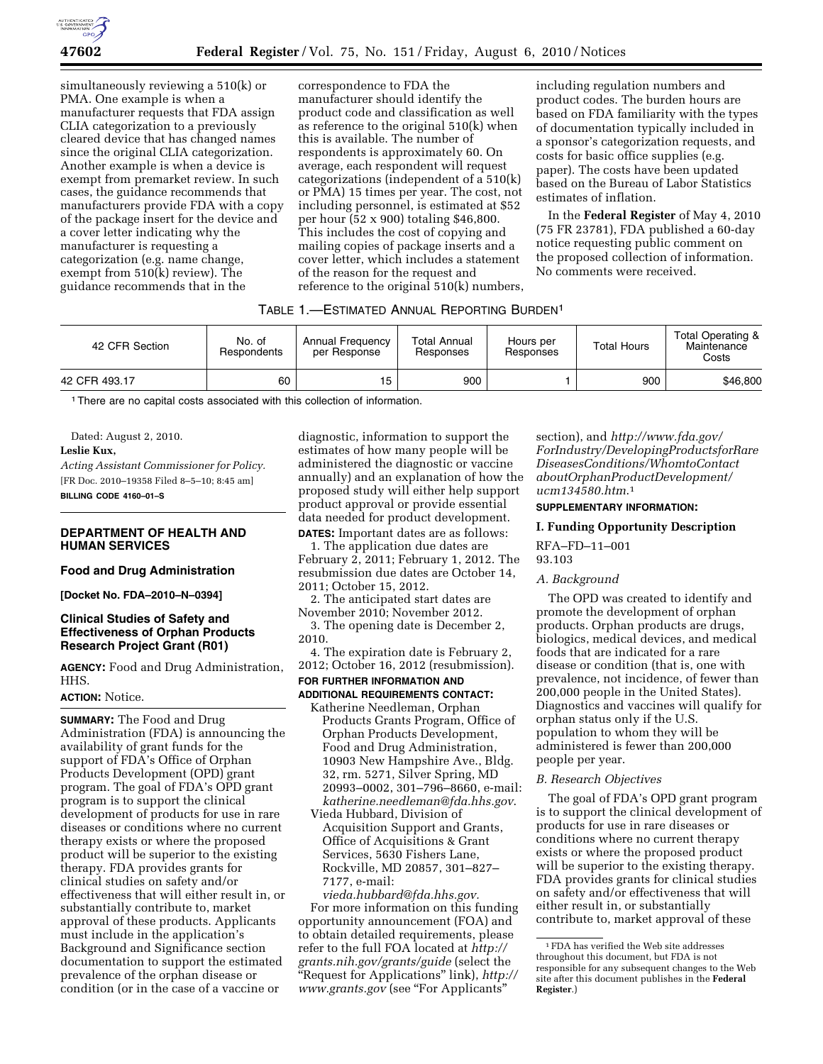simultaneously reviewing a 510(k) or PMA. One example is when a manufacturer requests that FDA assign CLIA categorization to a previously cleared device that has changed names since the original CLIA categorization. Another example is when a device is exempt from premarket review. In such cases, the guidance recommends that manufacturers provide FDA with a copy of the package insert for the device and a cover letter indicating why the manufacturer is requesting a categorization (e.g. name change, exempt from 510(k) review). The guidance recommends that in the correspondence to FDA the manufacturer should identify the product code and classification as well as reference to the original 510(k) when this is available. The number of respondents is approximately 60. On average, each respondent will request categorizations (independent of a 510(k) or PMA) 15 times per year. The cost, not including personnel, is estimated at $52 per hour (52 x 900) totaling $46,800. This includes the cost of copying and mailing copies of package inserts and a cover letter, which includes a statement of the reason for the request and reference to the original 510(k) numbers, including regulation numbers and product codes. The burden hours are based on FDA familiarity with the types of documentation typically included in a sponsor's categorization requests, and costs for basic office supplies (e.g. paper). The costs have been updated based on the Bureau of Labor Statistics estimates of inflation.

In the **Federal Register** of May 4, 2010 (75 FR 23781), FDA published a 60-day notice requesting public comment on the proposed collection of information. No comments were received.

TABLE 1.—ESTIMATED ANNUAL REPORTING BURDEN[1]

| 42 CFR Section | No. of Respondents | Annual Frequency per Response | Total Annual Responses | Hours per Responses | Total Hours | Total Operating & Maintenance Costs |
|---|---|---|---|---|---|---|
| 42 CFR 493.17 | 60 | 15 | 900 | 1 | 900 | $46,800 |

[1] There are no capital costs associated with this collection of information.

Dated: August 2, 2010.

**Leslie Kux,**

*Acting Assistant Commissioner for Policy.*

[FR Doc. 2010–19358 Filed 8–5–10; 8:45 am]

**BILLING CODE 4160–01–S**

## DEPARTMENT OF HEALTH AND HUMAN SERVICES

### Food and Drug Administration

**[Docket No. FDA–2010–N–0394]**

### Clinical Studies of Safety and Effectiveness of Orphan Products Research Project Grant (R01)

**AGENCY:** Food and Drug Administration, HHS.

**ACTION:** Notice.

**SUMMARY:** The Food and Drug Administration (FDA) is announcing the availability of grant funds for the support of FDA's Office of Orphan Products Development (OPD) grant program. The goal of FDA's OPD grant program is to support the clinical development of products for use in rare diseases or conditions where no current therapy exists or where the proposed product will be superior to the existing therapy. FDA provides grants for clinical studies on safety and/or effectiveness that will either result in, or substantially contribute to, market approval of these products. Applicants must include in the application's Background and Significance section documentation to support the estimated prevalence of the orphan disease or condition (or in the case of a vaccine or diagnostic, information to support the estimates of how many people will be administered the diagnostic or vaccine annually) and an explanation of how the proposed study will either help support product approval or provide essential data needed for product development.

**DATES:** Important dates are as follows:

1. The application due dates are February 2, 2011; February 1, 2012. The resubmission due dates are October 14, 2011; October 15, 2012.

2. The anticipated start dates are November 2010; November 2012.

3. The opening date is December 2, 2010.

4. The expiration date is February 2, 2012; October 16, 2012 (resubmission).

**FOR FURTHER INFORMATION AND ADDITIONAL REQUIREMENTS CONTACT:**

Katherine Needleman, Orphan Products Grants Program, Office of Orphan Products Development, Food and Drug Administration, 10903 New Hampshire Ave., Bldg. 32, rm. 5271, Silver Spring, MD 20993–0002, 301–796–8660, e-mail: *katherine.needleman@fda.hhs.gov*.

Vieda Hubbard, Division of Acquisition Support and Grants, Office of Acquisitions & Grant Services, 5630 Fishers Lane, Rockville, MD 20857, 301–827–7177, e-mail: *vieda.hubbard@fda.hhs.gov*.

For more information on this funding opportunity announcement (FOA) and to obtain detailed requirements, please refer to the full FOA located at *http://grants.nih.gov/grants/guide* (select the "Request for Applications" link), *http://www.grants.gov* (see "For Applicants" section), and *http://www.fda.gov/ForIndustry/DevelopingProductsforRareDiseasesConditions/WhomtoContactaboutOrphanProductDevelopment/ucm134580.htm*.[1]

**SUPPLEMENTARY INFORMATION:**

### I. Funding Opportunity Description

RFA–FD–11–001

93.103

#### *A. Background*

The OPD was created to identify and promote the development of orphan products. Orphan products are drugs, biologics, medical devices, and medical foods that are indicated for a rare disease or condition (that is, one with prevalence, not incidence, of fewer than 200,000 people in the United States). Diagnostics and vaccines will qualify for orphan status only if the U.S. population to whom they will be administered is fewer than 200,000 people per year.

#### *B. Research Objectives*

The goal of FDA's OPD grant program is to support the clinical development of products for use in rare diseases or conditions where no current therapy exists or where the proposed product will be superior to the existing therapy. FDA provides grants for clinical studies on safety and/or effectiveness that will either result in, or substantially contribute to, market approval of these

[1] FDA has verified the Web site addresses throughout this document, but FDA is not responsible for any subsequent changes to the Web site after this document publishes in the **Federal Register**.)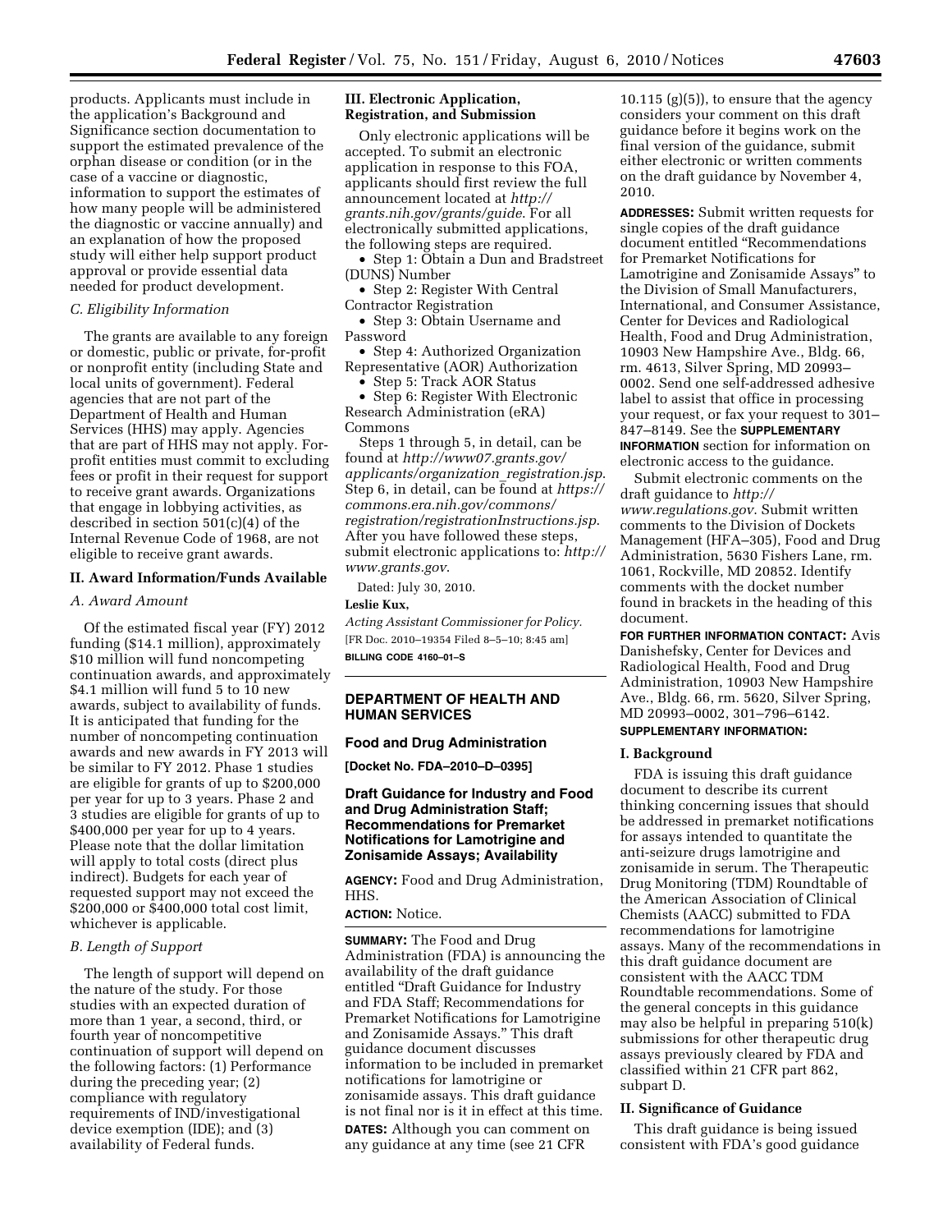products. Applicants must include in the application's Background and Significance section documentation to support the estimated prevalence of the orphan disease or condition (or in the case of a vaccine or diagnostic, information to support the estimates of how many people will be administered the diagnostic or vaccine annually) and an explanation of how the proposed study will either help support product approval or provide essential data needed for product development.

### *C. Eligibility Information*

The grants are available to any foreign or domestic, public or private, for-profit or nonprofit entity (including State and local units of government). Federal agencies that are not part of the Department of Health and Human Services (HHS) may apply. Agencies that are part of HHS may not apply. For-profit entities must commit to excluding fees or profit in their request for support to receive grant awards. Organizations that engage in lobbying activities, as described in section 501(c)(4) of the Internal Revenue Code of 1968, are not eligible to receive grant awards.

## II. Award Information/Funds Available

### *A. Award Amount*

Of the estimated fiscal year (FY) 2012 funding ($14.1 million), approximately $10 million will fund noncompeting continuation awards, and approximately $4.1 million will fund 5 to 10 new awards, subject to availability of funds. It is anticipated that funding for the number of noncompeting continuation awards and new awards in FY 2013 will be similar to FY 2012. Phase 1 studies are eligible for grants of up to $200,000 per year for up to 3 years. Phase 2 and 3 studies are eligible for grants of up to $400,000 per year for up to 4 years. Please note that the dollar limitation will apply to total costs (direct plus indirect). Budgets for each year of requested support may not exceed the $200,000 or $400,000 total cost limit, whichever is applicable.

### *B. Length of Support*

The length of support will depend on the nature of the study. For those studies with an expected duration of more than 1 year, a second, third, or fourth year of noncompetitive continuation of support will depend on the following factors: (1) Performance during the preceding year; (2) compliance with regulatory requirements of IND/investigational device exemption (IDE); and (3) availability of Federal funds.

## III. Electronic Application, Registration, and Submission

Only electronic applications will be accepted. To submit an electronic application in response to this FOA, applicants should first review the full announcement located at *http://grants.nih.gov/grants/guide*. For all electronically submitted applications, the following steps are required.

- Step 1: Obtain a Dun and Bradstreet (DUNS) Number
- Step 2: Register With Central Contractor Registration
- Step 3: Obtain Username and Password
- Step 4: Authorized Organization Representative (AOR) Authorization
- Step 5: Track AOR Status
- Step 6: Register With Electronic Research Administration (eRA) Commons

Steps 1 through 5, in detail, can be found at *http://www07.grants.gov/applicants/organization_registration.jsp*. Step 6, in detail, can be found at *https://commons.era.nih.gov/commons/registration/registrationInstructions.jsp*. After you have followed these steps, submit electronic applications to: *http://www.grants.gov*.

Dated: July 30, 2010.

**Leslie Kux,**

*Acting Assistant Commissioner for Policy.*

[FR Doc. 2010–19354 Filed 8–5–10; 8:45 am]

**BILLING CODE 4160–01–S**

---

# DEPARTMENT OF HEALTH AND HUMAN SERVICES

## Food and Drug Administration

**[Docket No. FDA–2010–D–0395]**

## Draft Guidance for Industry and Food and Drug Administration Staff; Recommendations for Premarket Notifications for Lamotrigine and Zonisamide Assays; Availability

**AGENCY:** Food and Drug Administration, HHS.

**ACTION:** Notice.

**SUMMARY:** The Food and Drug Administration (FDA) is announcing the availability of the draft guidance entitled "Draft Guidance for Industry and FDA Staff; Recommendations for Premarket Notifications for Lamotrigine and Zonisamide Assays." This draft guidance document discusses information to be included in premarket notifications for lamotrigine or zonisamide assays. This draft guidance is not final nor is it in effect at this time.

**DATES:** Although you can comment on any guidance at any time (see 21 CFR 10.115 (g)(5)), to ensure that the agency considers your comment on this draft guidance before it begins work on the final version of the guidance, submit either electronic or written comments on the draft guidance by November 4, 2010.

**ADDRESSES:** Submit written requests for single copies of the draft guidance document entitled "Recommendations for Premarket Notifications for Lamotrigine and Zonisamide Assays" to the Division of Small Manufacturers, International, and Consumer Assistance, Center for Devices and Radiological Health, Food and Drug Administration, 10903 New Hampshire Ave., Bldg. 66, rm. 4613, Silver Spring, MD 20993–0002. Send one self-addressed adhesive label to assist that office in processing your request, or fax your request to 301–847–8149. See the **SUPPLEMENTARY INFORMATION** section for information on electronic access to the guidance.

Submit electronic comments on the draft guidance to *http://www.regulations.gov*. Submit written comments to the Division of Dockets Management (HFA–305), Food and Drug Administration, 5630 Fishers Lane, rm. 1061, Rockville, MD 20852. Identify comments with the docket number found in brackets in the heading of this document.

**FOR FURTHER INFORMATION CONTACT:** Avis Danishefsky, Center for Devices and Radiological Health, Food and Drug Administration, 10903 New Hampshire Ave., Bldg. 66, rm. 5620, Silver Spring, MD 20993–0002, 301–796–6142.

**SUPPLEMENTARY INFORMATION:**

## I. Background

FDA is issuing this draft guidance document to describe its current thinking concerning issues that should be addressed in premarket notifications for assays intended to quantitate the anti-seizure drugs lamotrigine and zonisamide in serum. The Therapeutic Drug Monitoring (TDM) Roundtable of the American Association of Clinical Chemists (AACC) submitted to FDA recommendations for lamotrigine assays. Many of the recommendations in this draft guidance document are consistent with the AACC TDM Roundtable recommendations. Some of the general concepts in this guidance may also be helpful in preparing 510(k) submissions for other therapeutic drug assays previously cleared by FDA and classified within 21 CFR part 862, subpart D.

## II. Significance of Guidance

This draft guidance is being issued consistent with FDA's good guidance